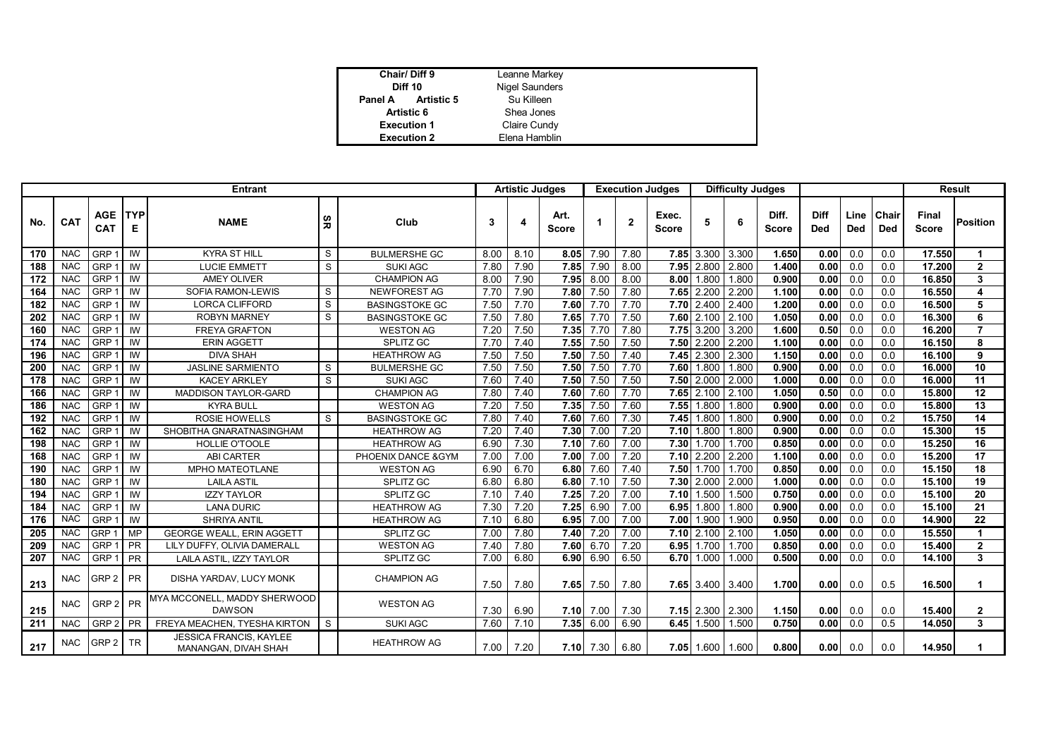| | |
|---|---|
| **Chair/ Diff 9** | Leanne Markey |
| **Diff 10** | Nigel Saunders |
| **Panel A Artistic 5** | Su Killeen |
| **Artistic 6** | Shea Jones |
| **Execution 1** | Claire Cundy |
| **Execution 2** | Elena Hamblin |

| Entrant | | | | | | | Artistic Judges | | | Execution Judges | | | Difficulty Judges | | | | | | Result | |
|---|---|---|---|---|---|---|---|---|---|---|---|---|---|---|---|---|---|---|---|---|
| **No.** | **CAT** | **AGE CAT** | **TYPE** | **NAME** | **SR** | **Club** | **3** | **4** | **Art. Score** | **1** | **2** | **Exec. Score** | **5** | **6** | **Diff. Score** | **Diff Ded** | **Line Ded** | **Chair Ded** | **Final Score** | **Position** |
| 170 | NAC | GRP 1 | IW | KYRA ST HILL | S | BULMERSHE GC | 8.00 | 8.10 | 8.05 | 7.90 | 7.80 | 7.85 | 3.300 | 3.300 | 1.650 | 0.00 | 0.0 | 0.0 | 17.550 | 1 |
| 188 | NAC | GRP 1 | IW | LUCIE EMMETT | S | SUKI AGC | 7.80 | 7.90 | 7.85 | 7.90 | 8.00 | 7.95 | 2.800 | 2.800 | 1.400 | 0.00 | 0.0 | 0.0 | 17.200 | 2 |
| 172 | NAC | GRP 1 | IW | AMEY OLIVER | | CHAMPION AG | 8.00 | 7.90 | 7.95 | 8.00 | 8.00 | 8.00 | 1.800 | 1.800 | 0.900 | 0.00 | 0.0 | 0.0 | 16.850 | 3 |
| 164 | NAC | GRP 1 | IW | SOFIA RAMON-LEWIS | S | NEWFOREST AG | 7.70 | 7.90 | 7.80 | 7.50 | 7.80 | 7.65 | 2.200 | 2.200 | 1.100 | 0.00 | 0.0 | 0.0 | 16.550 | 4 |
| 182 | NAC | GRP 1 | IW | LORCA CLIFFORD | S | BASINGSTOKE GC | 7.50 | 7.70 | 7.60 | 7.70 | 7.70 | 7.70 | 2.400 | 2.400 | 1.200 | 0.00 | 0.0 | 0.0 | 16.500 | 5 |
| 202 | NAC | GRP 1 | IW | ROBYN MARNEY | S | BASINGSTOKE GC | 7.50 | 7.80 | 7.65 | 7.70 | 7.50 | 7.60 | 2.100 | 2.100 | 1.050 | 0.00 | 0.0 | 0.0 | 16.300 | 6 |
| 160 | NAC | GRP 1 | IW | FREYA GRAFTON | | WESTON AG | 7.20 | 7.50 | 7.35 | 7.70 | 7.80 | 7.75 | 3.200 | 3.200 | 1.600 | 0.50 | 0.0 | 0.0 | 16.200 | 7 |
| 174 | NAC | GRP 1 | IW | ERIN AGGETT | | SPLITZ GC | 7.70 | 7.40 | 7.55 | 7.50 | 7.50 | 7.50 | 2.200 | 2.200 | 1.100 | 0.00 | 0.0 | 0.0 | 16.150 | 8 |
| 196 | NAC | GRP 1 | IW | DIVA SHAH | | HEATHROW AG | 7.50 | 7.50 | 7.50 | 7.50 | 7.40 | 7.45 | 2.300 | 2.300 | 1.150 | 0.00 | 0.0 | 0.0 | 16.100 | 9 |
| 200 | NAC | GRP 1 | IW | JASLINE SARMIENTO | S | BULMERSHE GC | 7.50 | 7.50 | 7.50 | 7.50 | 7.70 | 7.60 | 1.800 | 1.800 | 0.900 | 0.00 | 0.0 | 0.0 | 16.000 | 10 |
| 178 | NAC | GRP 1 | IW | KACEY ARKLEY | S | SUKI AGC | 7.60 | 7.40 | 7.50 | 7.50 | 7.50 | 7.50 | 2.000 | 2.000 | 1.000 | 0.00 | 0.0 | 0.0 | 16.000 | 11 |
| 166 | NAC | GRP 1 | IW | MADDISON TAYLOR-GARD | | CHAMPION AG | 7.80 | 7.40 | 7.60 | 7.60 | 7.70 | 7.65 | 2.100 | 2.100 | 1.050 | 0.50 | 0.0 | 0.0 | 15.800 | 12 |
| 186 | NAC | GRP 1 | IW | KYRA BULL | | WESTON AG | 7.20 | 7.50 | 7.35 | 7.50 | 7.60 | 7.55 | 1.800 | 1.800 | 0.900 | 0.00 | 0.0 | 0.0 | 15.800 | 13 |
| 192 | NAC | GRP 1 | IW | ROSIE HOWELLS | S | BASINGSTOKE GC | 7.80 | 7.40 | 7.60 | 7.60 | 7.30 | 7.45 | 1.800 | 1.800 | 0.900 | 0.00 | 0.0 | 0.2 | 15.750 | 14 |
| 162 | NAC | GRP 1 | IW | SHOBITHA GNARATNASINGHAM | | HEATHROW AG | 7.20 | 7.40 | 7.30 | 7.00 | 7.20 | 7.10 | 1.800 | 1.800 | 0.900 | 0.00 | 0.0 | 0.0 | 15.300 | 15 |
| 198 | NAC | GRP 1 | IW | HOLLIE O'TOOLE | | HEATHROW AG | 6.90 | 7.30 | 7.10 | 7.60 | 7.00 | 7.30 | 1.700 | 1.700 | 0.850 | 0.00 | 0.0 | 0.0 | 15.250 | 16 |
| 168 | NAC | GRP 1 | IW | ABI CARTER | | PHOENIX DANCE &GYM | 7.00 | 7.00 | 7.00 | 7.00 | 7.20 | 7.10 | 2.200 | 2.200 | 1.100 | 0.00 | 0.0 | 0.0 | 15.200 | 17 |
| 190 | NAC | GRP 1 | IW | MPHO MATEOTLANE | | WESTON AG | 6.90 | 6.70 | 6.80 | 7.60 | 7.40 | 7.50 | 1.700 | 1.700 | 0.850 | 0.00 | 0.0 | 0.0 | 15.150 | 18 |
| 180 | NAC | GRP 1 | IW | LAILA ASTIL | | SPLITZ GC | 6.80 | 6.80 | 6.80 | 7.10 | 7.50 | 7.30 | 2.000 | 2.000 | 1.000 | 0.00 | 0.0 | 0.0 | 15.100 | 19 |
| 194 | NAC | GRP 1 | IW | IZZY TAYLOR | | SPLITZ GC | 7.10 | 7.40 | 7.25 | 7.20 | 7.00 | 7.10 | 1.500 | 1.500 | 0.750 | 0.00 | 0.0 | 0.0 | 15.100 | 20 |
| 184 | NAC | GRP 1 | IW | LANA DURIC | | HEATHROW AG | 7.30 | 7.20 | 7.25 | 6.90 | 7.00 | 6.95 | 1.800 | 1.800 | 0.900 | 0.00 | 0.0 | 0.0 | 15.100 | 21 |
| 176 | NAC | GRP 1 | IW | SHRIYA ANTIL | | HEATHROW AG | 7.10 | 6.80 | 6.95 | 7.00 | 7.00 | 7.00 | 1.900 | 1.900 | 0.950 | 0.00 | 0.0 | 0.0 | 14.900 | 22 |
| 205 | NAC | GRP 1 | MP | GEORGE WEALL, ERIN AGGETT | | SPLITZ GC | 7.00 | 7.80 | 7.40 | 7.20 | 7.00 | 7.10 | 2.100 | 2.100 | 1.050 | 0.00 | 0.0 | 0.0 | 15.550 | 1 |
| 209 | NAC | GRP 1 | PR | LILY DUFFY, OLIVIA DAMERALL | | WESTON AG | 7.40 | 7.80 | 7.60 | 6.70 | 7.20 | 6.95 | 1.700 | 1.700 | 0.850 | 0.00 | 0.0 | 0.0 | 15.400 | 2 |
| 207 | NAC | GRP 1 | PR | LAILA ASTIL, IZZY TAYLOR | | SPLITZ GC | 7.00 | 6.80 | 6.90 | 6.90 | 6.50 | 6.70 | 1.000 | 1.000 | 0.500 | 0.00 | 0.0 | 0.0 | 14.100 | 3 |
| 213 | NAC | GRP 2 | PR | DISHA YARDAV, LUCY MONK | | CHAMPION AG | 7.50 | 7.80 | 7.65 | 7.50 | 7.80 | 7.65 | 3.400 | 3.400 | 1.700 | 0.00 | 0.0 | 0.5 | 16.500 | 1 |
| 215 | NAC | GRP 2 | PR | MYA MCCONELL, MADDY SHERWOOD DAWSON | | WESTON AG | 7.30 | 6.90 | 7.10 | 7.00 | 7.30 | 7.15 | 2.300 | 2.300 | 1.150 | 0.00 | 0.0 | 0.0 | 15.400 | 2 |
| 211 | NAC | GRP 2 | PR | FREYA MEACHEN, TYESHA KIRTON | S | SUKI AGC | 7.60 | 7.10 | 7.35 | 6.00 | 6.90 | 6.45 | 1.500 | 1.500 | 0.750 | 0.00 | 0.0 | 0.5 | 14.050 | 3 |
| 217 | NAC | GRP 2 | TR | JESSICA FRANCIS, KAYLEE MANANGAN, DIVAH SHAH | | HEATHROW AG | 7.00 | 7.20 | 7.10 | 7.30 | 6.80 | 7.05 | 1.600 | 1.600 | 0.800 | 0.00 | 0.0 | 0.0 | 14.950 | 1 |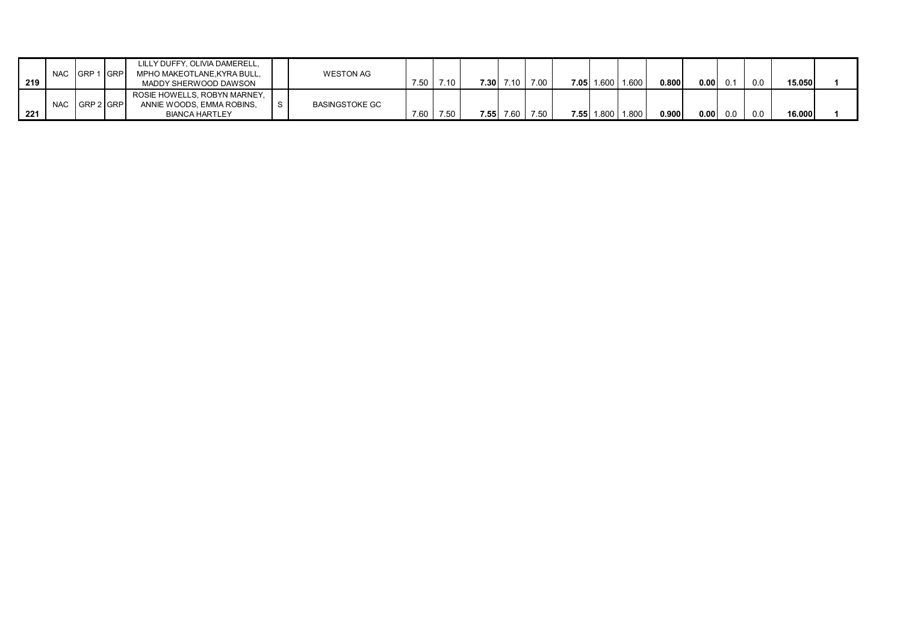| | | | | | | | | | | | | | | | | | | | | | | |
|---|---|---|---|---|---|---|---|---|---|---|---|---|---|---|---|---|---|---|---|---|---|---|
| 219 | NAC | GRP 1 | GRP | LILLY DUFFY, OLIVIA DAMERELL, MPHO MAKEOTLANE,KYRA BULL, MADDY SHERWOOD DAWSON | | WESTON AG | 7.50 | 7.10 | **7.30** | 7.10 | 7.00 | **7.05** | 1.600 | 1.600 | **0.800** | **0.00** | 0.1 | 0.0 | **15.050** | **1** |
| 221 | NAC | GRP 2 | GRP | ROSIE HOWELLS, ROBYN MARNEY, ANNIE WOODS, EMMA ROBINS, BIANCA HARTLEY | S | BASINGSTOKE GC | 7.60 | 7.50 | **7.55** | 7.60 | 7.50 | **7.55** | 1.800 | 1.800 | **0.900** | **0.00** | 0.0 | 0.0 | **16.000** | **1** |